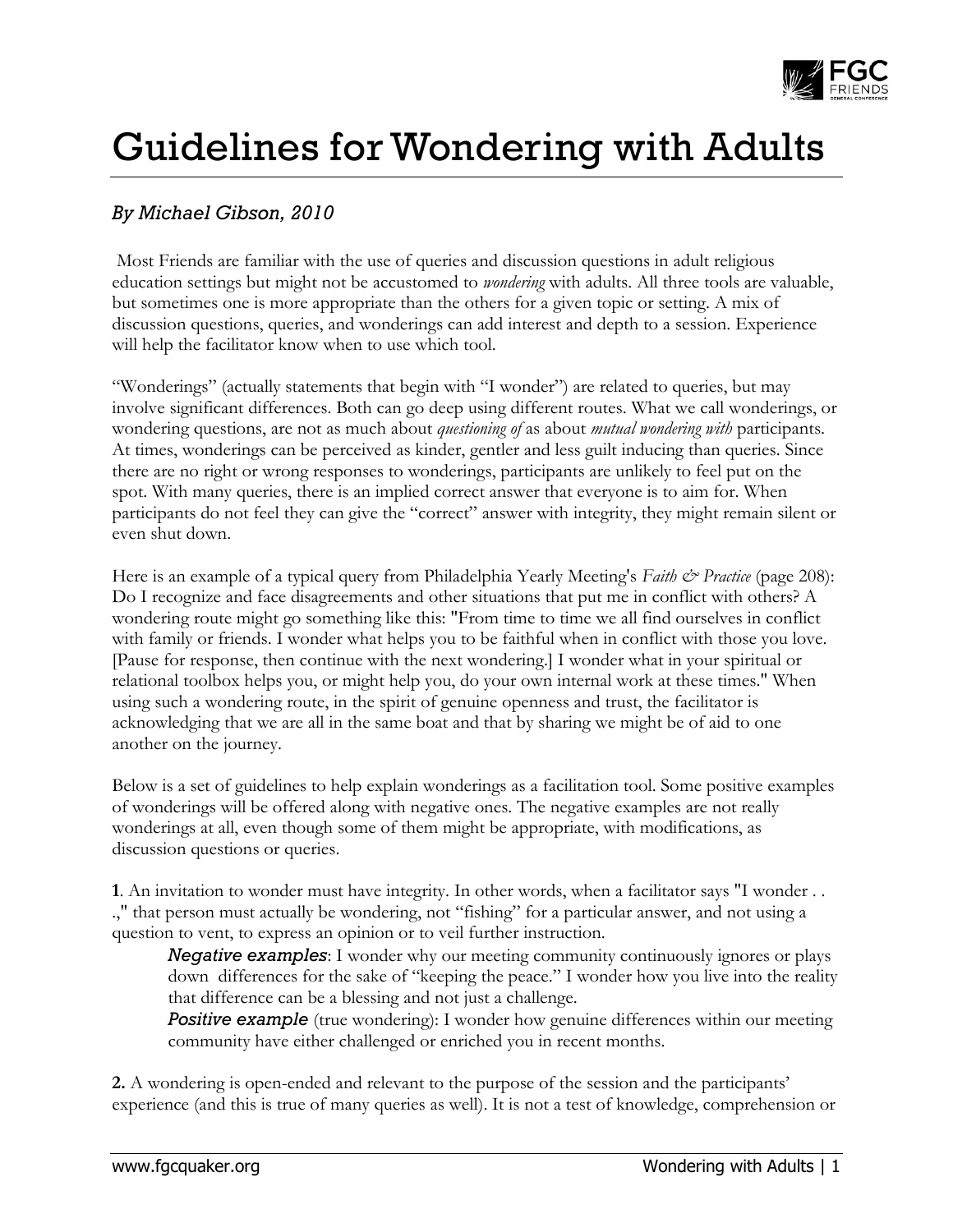# Guidelines for Wondering with Adults

*By Michael Gibson, 2010*

Most Friends are familiar with the use of queries and discussion questions in adult religious education settings but might not be accustomed to *wondering* with adults. All three tools are valuable, but sometimes one is more appropriate than the others for a given topic or setting. A mix of discussion questions, queries, and wonderings can add interest and depth to a session. Experience will help the facilitator know when to use which tool.

"Wonderings" (actually statements that begin with "I wonder") are related to queries, but may involve significant differences. Both can go deep using different routes. What we call wonderings, or wondering questions, are not as much about *questioning of* as about *mutual wondering with* participants. At times, wonderings can be perceived as kinder, gentler and less guilt inducing than queries. Since there are no right or wrong responses to wonderings, participants are unlikely to feel put on the spot. With many queries, there is an implied correct answer that everyone is to aim for. When participants do not feel they can give the "correct" answer with integrity, they might remain silent or even shut down.

Here is an example of a typical query from Philadelphia Yearly Meeting's *Faith & Practice* (page 208): Do I recognize and face disagreements and other situations that put me in conflict with others? A wondering route might go something like this: "From time to time we all find ourselves in conflict with family or friends. I wonder what helps you to be faithful when in conflict with those you love. [Pause for response, then continue with the next wondering.] I wonder what in your spiritual or relational toolbox helps you, or might help you, do your own internal work at these times." When using such a wondering route, in the spirit of genuine openness and trust, the facilitator is acknowledging that we are all in the same boat and that by sharing we might be of aid to one another on the journey.

Below is a set of guidelines to help explain wonderings as a facilitation tool. Some positive examples of wonderings will be offered along with negative ones. The negative examples are not really wonderings at all, even though some of them might be appropriate, with modifications, as discussion questions or queries.

**1**. An invitation to wonder must have integrity. In other words, when a facilitator says "I wonder . . .," that person must actually be wondering, not "fishing" for a particular answer, and not using a question to vent, to express an opinion or to veil further instruction.

> ***Negative examples***: I wonder why our meeting community continuously ignores or plays down differences for the sake of "keeping the peace." I wonder how you live into the reality that difference can be a blessing and not just a challenge.
>
> ***Positive example*** (true wondering): I wonder how genuine differences within our meeting community have either challenged or enriched you in recent months.

**2.** A wondering is open-ended and relevant to the purpose of the session and the participants' experience (and this is true of many queries as well). It is not a test of knowledge, comprehension or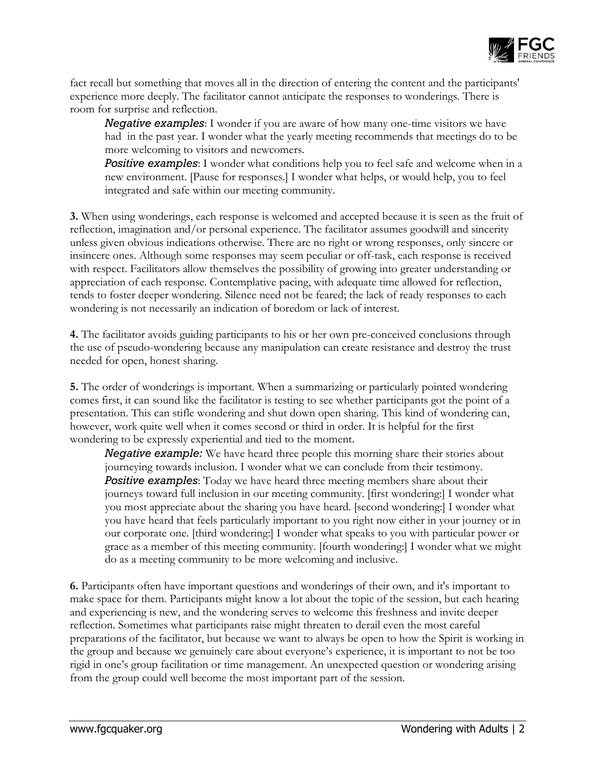fact recall but something that moves all in the direction of entering the content and the participants' experience more deeply. The facilitator cannot anticipate the responses to wonderings. There is room for surprise and reflection.

> ***Negative examples***: I wonder if you are aware of how many one-time visitors we have had in the past year. I wonder what the yearly meeting recommends that meetings do to be more welcoming to visitors and newcomers.
>
> ***Positive examples***: I wonder what conditions help you to feel safe and welcome when in a new environment. [Pause for responses.] I wonder what helps, or would help, you to feel integrated and safe within our meeting community.

**3.** When using wonderings, each response is welcomed and accepted because it is seen as the fruit of reflection, imagination and/or personal experience. The facilitator assumes goodwill and sincerity unless given obvious indications otherwise. There are no right or wrong responses, only sincere or insincere ones. Although some responses may seem peculiar or off-task, each response is received with respect. Facilitators allow themselves the possibility of growing into greater understanding or appreciation of each response. Contemplative pacing, with adequate time allowed for reflection, tends to foster deeper wondering. Silence need not be feared; the lack of ready responses to each wondering is not necessarily an indication of boredom or lack of interest.

**4.** The facilitator avoids guiding participants to his or her own pre-conceived conclusions through the use of pseudo-wondering because any manipulation can create resistance and destroy the trust needed for open, honest sharing.

**5.** The order of wonderings is important. When a summarizing or particularly pointed wondering comes first, it can sound like the facilitator is testing to see whether participants got the point of a presentation. This can stifle wondering and shut down open sharing. This kind of wondering can, however, work quite well when it comes second or third in order. It is helpful for the first wondering to be expressly experiential and tied to the moment.

> ***Negative example:*** We have heard three people this morning share their stories about journeying towards inclusion. I wonder what we can conclude from their testimony.
>
> ***Positive examples***: Today we have heard three meeting members share about their journeys toward full inclusion in our meeting community. [first wondering:] I wonder what you most appreciate about the sharing you have heard. [second wondering:] I wonder what you have heard that feels particularly important to you right now either in your journey or in our corporate one. [third wondering:] I wonder what speaks to you with particular power or grace as a member of this meeting community. [fourth wondering:] I wonder what we might do as a meeting community to be more welcoming and inclusive.

**6.** Participants often have important questions and wonderings of their own, and it's important to make space for them. Participants might know a lot about the topic of the session, but each hearing and experiencing is new, and the wondering serves to welcome this freshness and invite deeper reflection. Sometimes what participants raise might threaten to derail even the most careful preparations of the facilitator, but because we want to always be open to how the Spirit is working in the group and because we genuinely care about everyone's experience, it is important to not be too rigid in one's group facilitation or time management. An unexpected question or wondering arising from the group could well become the most important part of the session.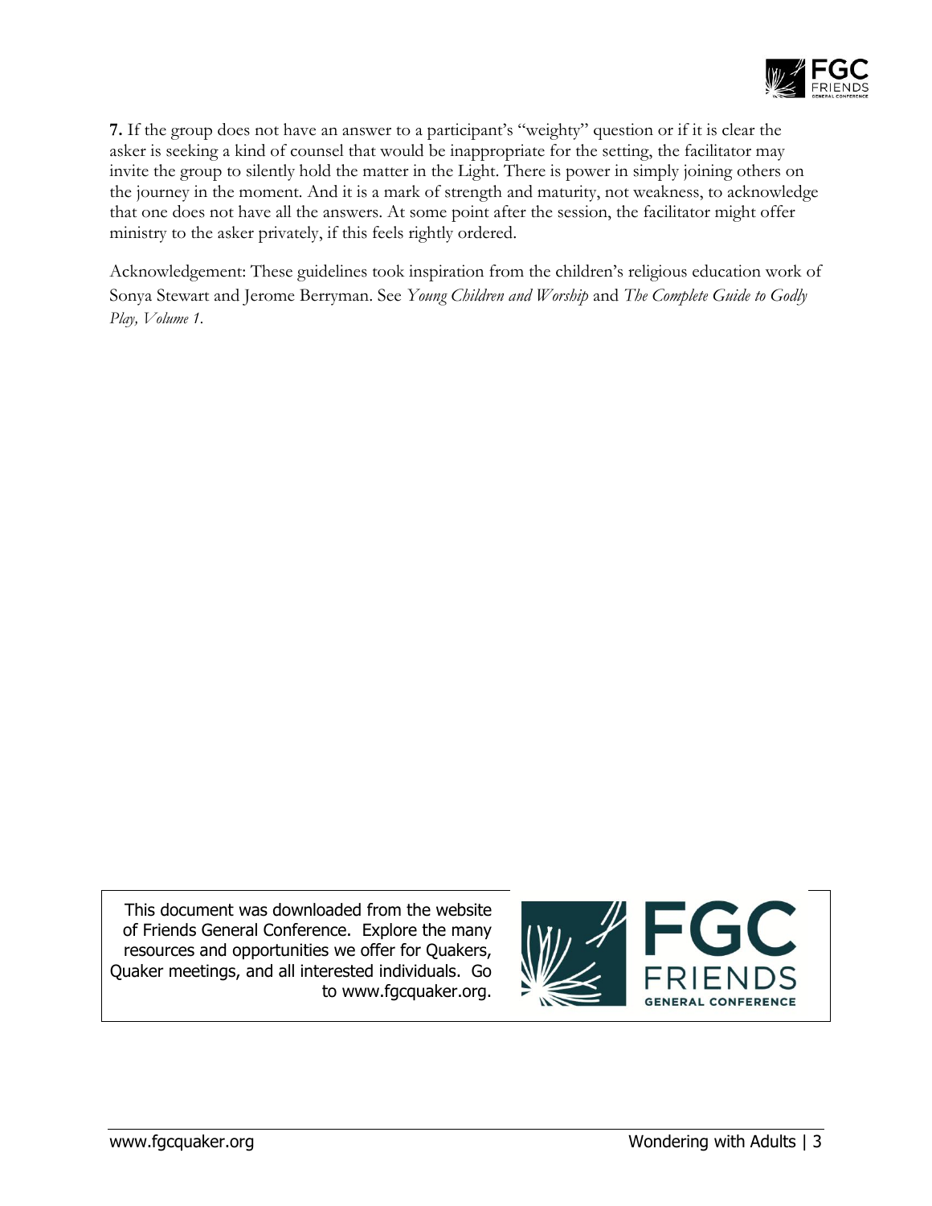**7.** If the group does not have an answer to a participant's "weighty" question or if it is clear the asker is seeking a kind of counsel that would be inappropriate for the setting, the facilitator may invite the group to silently hold the matter in the Light. There is power in simply joining others on the journey in the moment. And it is a mark of strength and maturity, not weakness, to acknowledge that one does not have all the answers. At some point after the session, the facilitator might offer ministry to the asker privately, if this feels rightly ordered.

Acknowledgement: These guidelines took inspiration from the children's religious education work of Sonya Stewart and Jerome Berryman. See *Young Children and Worship* and *The Complete Guide to Godly Play, Volume 1*.

This document was downloaded from the website of Friends General Conference. Explore the many resources and opportunities we offer for Quakers, Quaker meetings, and all interested individuals. Go to www.fgcquaker.org.